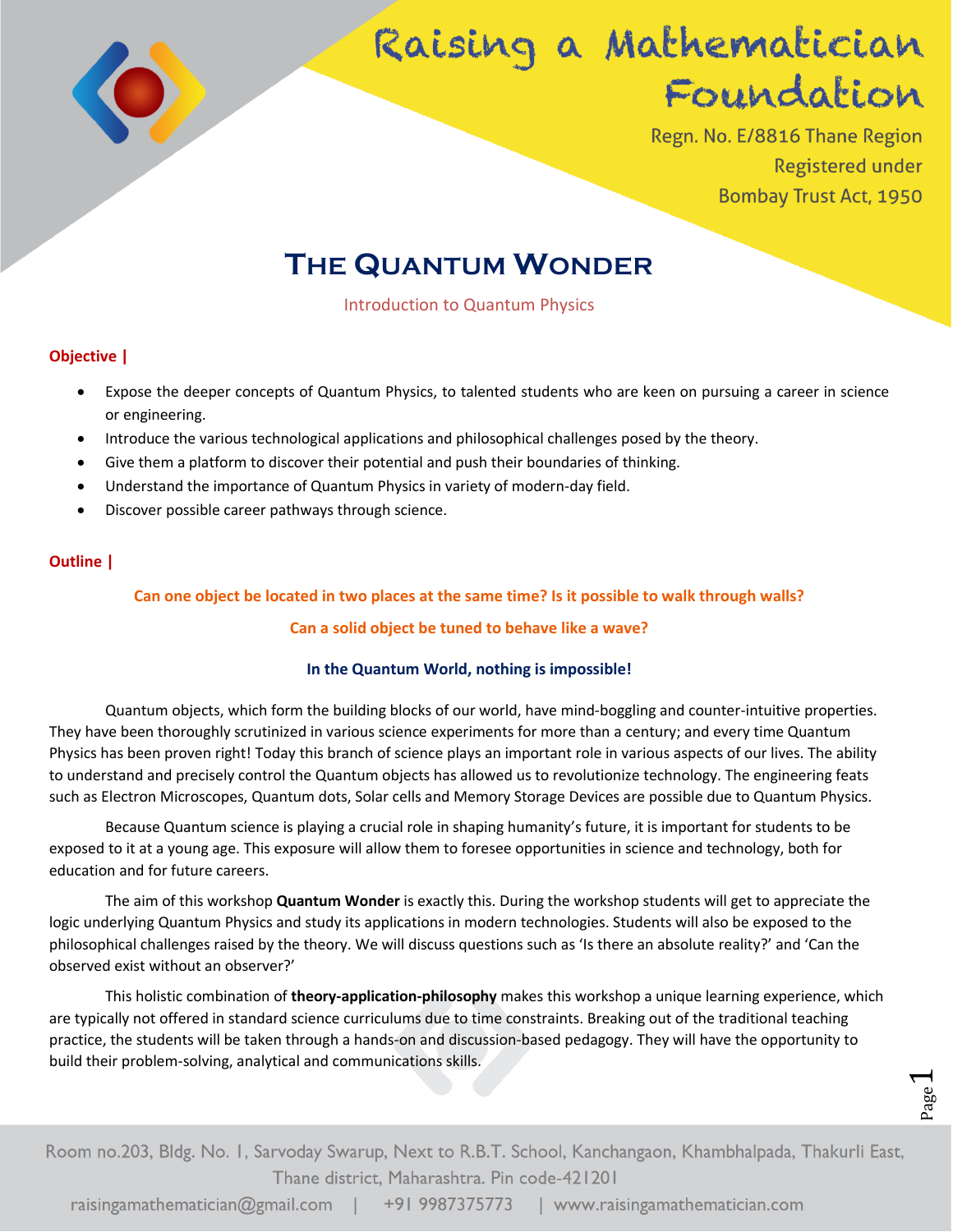# Raising a Mathematician Foundation

Regn. No. E/8816 Thane Region
Registered under
Bombay Trust Act, 1950

## The Quantum Wonder

Introduction to Quantum Physics

### Objective |

- Expose the deeper concepts of Quantum Physics, to talented students who are keen on pursuing a career in science or engineering.
- Introduce the various technological applications and philosophical challenges posed by the theory.
- Give them a platform to discover their potential and push their boundaries of thinking.
- Understand the importance of Quantum Physics in variety of modern-day field.
- Discover possible career pathways through science.

### Outline |

**Can one object be located in two places at the same time? Is it possible to walk through walls?**

**Can a solid object be tuned to behave like a wave?**

**In the Quantum World, nothing is impossible!**

Quantum objects, which form the building blocks of our world, have mind-boggling and counter-intuitive properties. They have been thoroughly scrutinized in various science experiments for more than a century; and every time Quantum Physics has been proven right! Today this branch of science plays an important role in various aspects of our lives. The ability to understand and precisely control the Quantum objects has allowed us to revolutionize technology. The engineering feats such as Electron Microscopes, Quantum dots, Solar cells and Memory Storage Devices are possible due to Quantum Physics.

Because Quantum science is playing a crucial role in shaping humanity's future, it is important for students to be exposed to it at a young age. This exposure will allow them to foresee opportunities in science and technology, both for education and for future careers.

The aim of this workshop **Quantum Wonder** is exactly this. During the workshop students will get to appreciate the logic underlying Quantum Physics and study its applications in modern technologies. Students will also be exposed to the philosophical challenges raised by the theory. We will discuss questions such as 'Is there an absolute reality?' and 'Can the observed exist without an observer?'

This holistic combination of **theory-application-philosophy** makes this workshop a unique learning experience, which are typically not offered in standard science curriculums due to time constraints. Breaking out of the traditional teaching practice, the students will be taken through a hands-on and discussion-based pedagogy. They will have the opportunity to build their problem-solving, analytical and communications skills.

Room no.203, Bldg. No. 1, Sarvoday Swarup, Next to R.B.T. School, Kanchangaon, Khambhalpada, Thakurli East, Thane district, Maharashtra. Pin code-421201

raisingamathematician@gmail.com | +91 9987375773 | www.raisingamathematician.com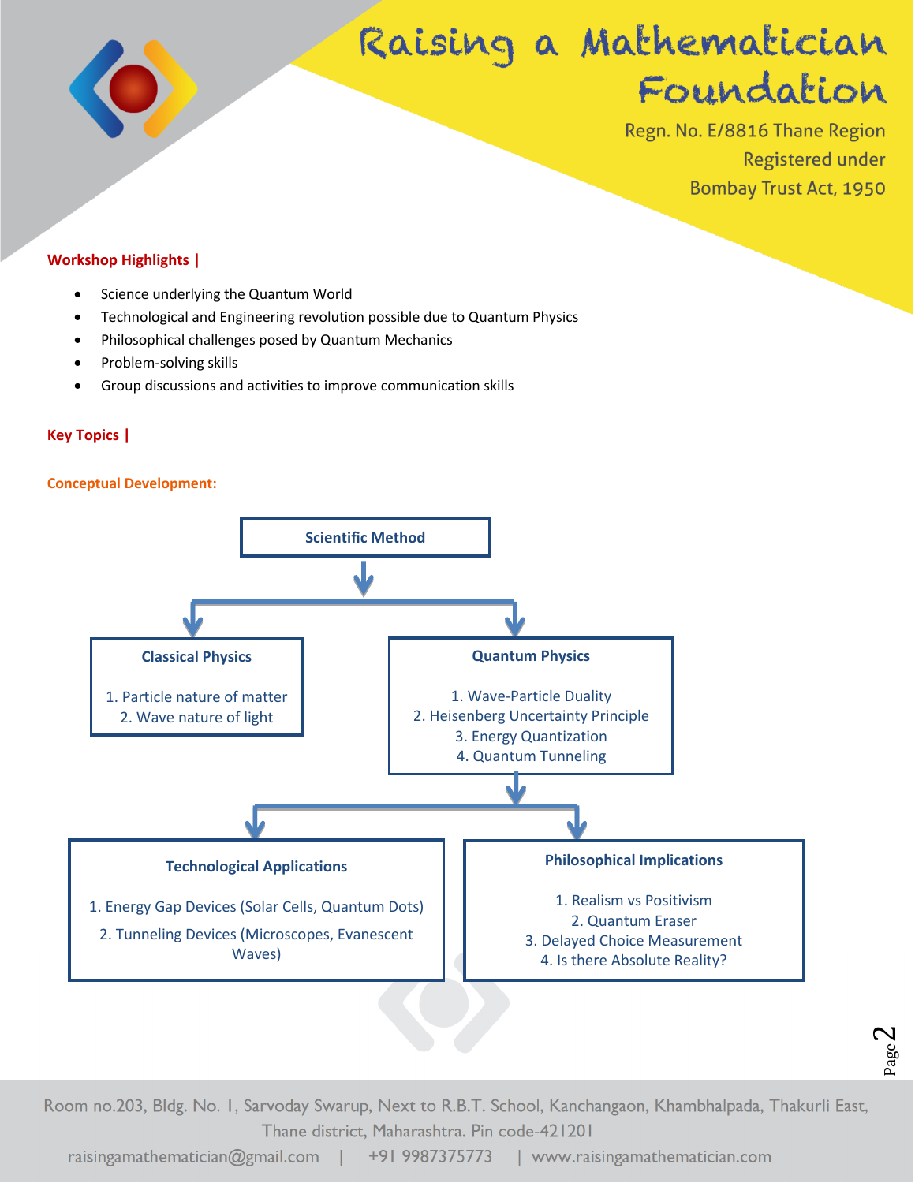# Raising a Mathematician Foundation

Regn. No. E/8816 Thane Region
Registered under
Bombay Trust Act, 1950

**Workshop Highlights |**

- Science underlying the Quantum World
- Technological and Engineering revolution possible due to Quantum Physics
- Philosophical challenges posed by Quantum Mechanics
- Problem-solving skills
- Group discussions and activities to improve communication skills

**Key Topics |**

**Conceptual Development:**

**Scientific Method**

↓

**Classical Physics**

1. Particle nature of matter
2. Wave nature of light

**Quantum Physics**

1. Wave-Particle Duality
2. Heisenberg Uncertainty Principle
3. Energy Quantization
4. Quantum Tunneling

↓

**Technological Applications**

1. Energy Gap Devices (Solar Cells, Quantum Dots)
2. Tunneling Devices (Microscopes, Evanescent Waves)

**Philosophical Implications**

1. Realism vs Positivism
2. Quantum Eraser
3. Delayed Choice Measurement
4. Is there Absolute Reality?

Room no.203, Bldg. No. 1, Sarvoday Swarup, Next to R.B.T. School, Kanchangaon, Khambhalpada, Thakurli East, Thane district, Maharashtra. Pin code-421201

raisingamathematician@gmail.com | +91 9987375773 | www.raisingamathematician.com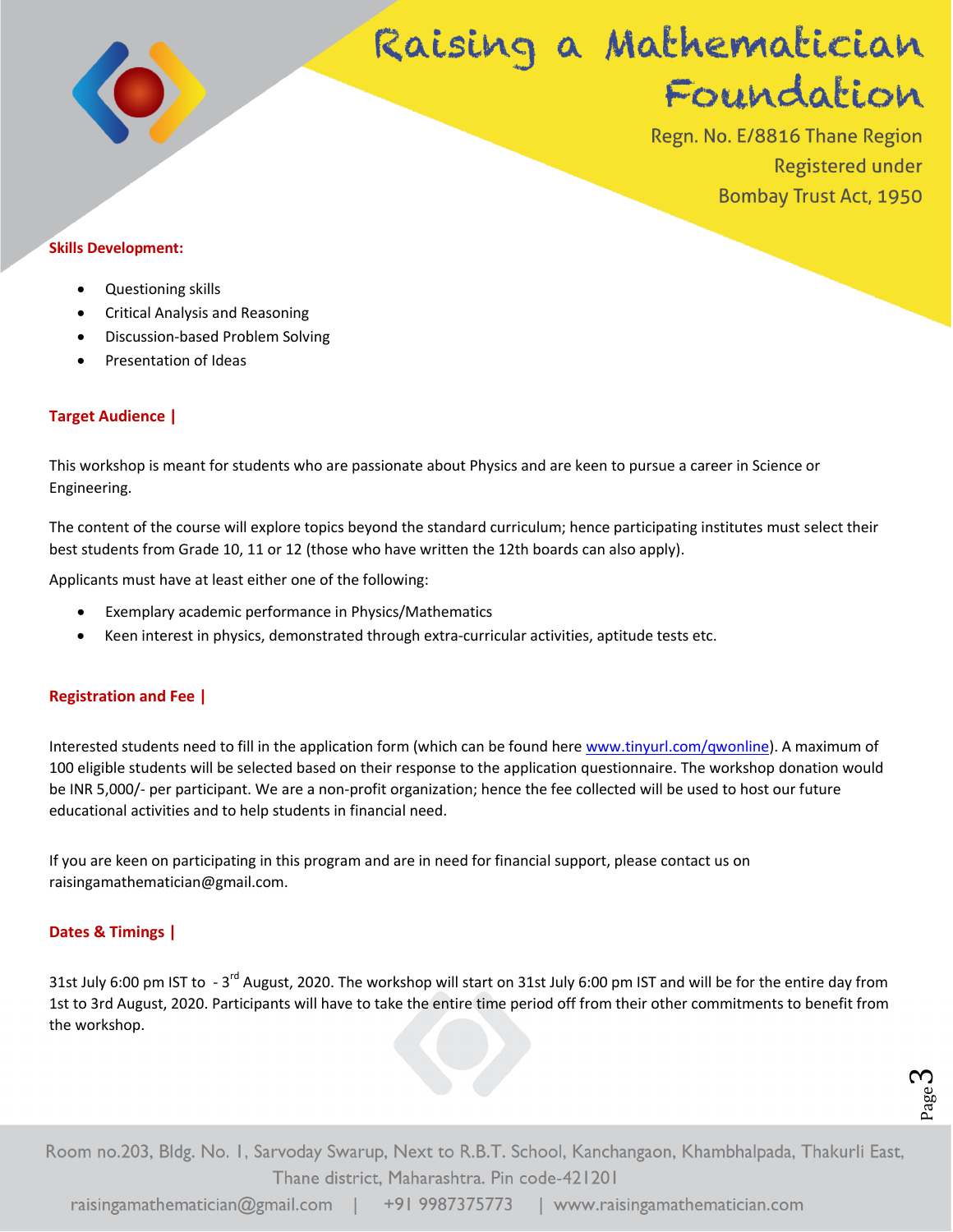**Skills Development:**

- Questioning skills
- Critical Analysis and Reasoning
- Discussion-based Problem Solving
- Presentation of Ideas

**Target Audience |**

This workshop is meant for students who are passionate about Physics and are keen to pursue a career in Science or Engineering.

The content of the course will explore topics beyond the standard curriculum; hence participating institutes must select their best students from Grade 10, 11 or 12 (those who have written the 12th boards can also apply).

Applicants must have at least either one of the following:

- Exemplary academic performance in Physics/Mathematics
- Keen interest in physics, demonstrated through extra-curricular activities, aptitude tests etc.

**Registration and Fee |**

Interested students need to fill in the application form (which can be found here www.tinyurl.com/qwonline). A maximum of 100 eligible students will be selected based on their response to the application questionnaire. The workshop donation would be INR 5,000/- per participant. We are a non-profit organization; hence the fee collected will be used to host our future educational activities and to help students in financial need.

If you are keen on participating in this program and are in need for financial support, please contact us on raisingamathematician@gmail.com.

**Dates & Timings |**

31st July 6:00 pm IST to - 3rd August, 2020. The workshop will start on 31st July 6:00 pm IST and will be for the entire day from 1st to 3rd August, 2020. Participants will have to take the entire time period off from their other commitments to benefit from the workshop.